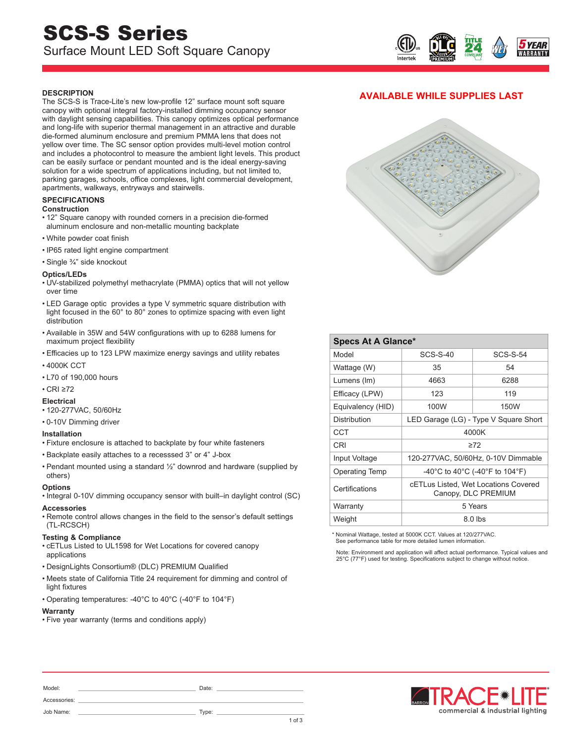# SCS-S Series

Surface Mount LED Soft Square Canopy

**AVAILABLE WHILE SUPPLIES LAST**

## DESCRIPTION

The SCS-S is Trace-Lite's new low-profile 12" surface mount soft square canopy with optional integral factory-installed dimming occupancy sensor with daylight sensing capabilities. This canopy optimizes optical performance and long-life with superior thermal management in an attractive and durable die-formed aluminum enclosure and premium PMMA lens that does not yellow over time. The SC sensor option provides multi-level motion control and includes a photocontrol to measure the ambient light levels. This product can be easily surface or pendant mounted and is the ideal energy-saving solution for a wide spectrum of applications including, but not limited to, parking garages, schools, office complexes, light commercial development, apartments, walkways, entryways and stairwells.

## SPECIFICATIONS

### Construction

- 12" Square canopy with rounded corners in a precision die-formed aluminum enclosure and non-metallic mounting backplate
- White powder coat finish
- IP65 rated light engine compartment
- Single ¾" side knockout

### Optics/LEDs

- UV-stabilized polymethyl methacrylate (PMMA) optics that will not yellow over time
- LED Garage optic provides a type V symmetric square distribution with light focused in the 60° to 80° zones to optimize spacing with even light distribution
- Available in 35W and 54W configurations with up to 6288 lumens for maximum project flexibility
- Efficacies up to 123 LPW maximize energy savings and utility rebates
- 4000K CCT
- L70 of 190,000 hours
- CRI ≥72

### Electrical

- 120-277VAC, 50/60Hz
- 0-10V Dimming driver

### Installation

- Fixture enclosure is attached to backplate by four white fasteners
- Backplate easily attaches to a recesssed 3" or 4" J-box
- Pendant mounted using a standard ½" downrod and hardware (supplied by others)

### Options

- Integral 0-10V dimming occupancy sensor with built–in daylight control (SC)

### Accessories

- Remote control allows changes in the field to the sensor's default settings (TL-RCSCH)

### Testing & Compliance

- cETLus Listed to UL1598 for Wet Locations for covered canopy applications
- DesignLights Consortium® (DLC) PREMIUM Qualified
- Meets state of California Title 24 requirement for dimming and control of light fixtures
- Operating temperatures: -40°C to 40°C (-40°F to 104°F)

### Warranty

- Five year warranty (terms and conditions apply)

| Specs At A Glance* | | |
|---|---|---|
| Model | SCS-S-40 | SCS-S-54 |
| Wattage (W) | 35 | 54 |
| Lumens (lm) | 4663 | 6288 |
| Efficacy (LPW) | 123 | 119 |
| Equivalency (HID) | 100W | 150W |
| Distribution | LED Garage (LG) - Type V Square Short | |
| CCT | 4000K | |
| CRI | ≥72 | |
| Input Voltage | 120-277VAC, 50/60Hz, 0-10V Dimmable | |
| Operating Temp | -40°C to 40°C (-40°F to 104°F) | |
| Certifications | cETLus Listed, Wet Locations Covered Canopy, DLC PREMIUM | |
| Warranty | 5 Years | |
| Weight | 8.0 lbs | |

\* Nominal Wattage, tested at 5000K CCT. Values at 120/277VAC. See performance table for more detailed lumen information.

Note: Environment and application will affect actual performance. Typical values and 25°C (77°F) used for testing. Specifications subject to change without notice.

Model: ______________________ Date: ______________________

Accessories: ______________________

Job Name: ______________________ Type: ______________________

TRACE-LITE commercial & industrial lighting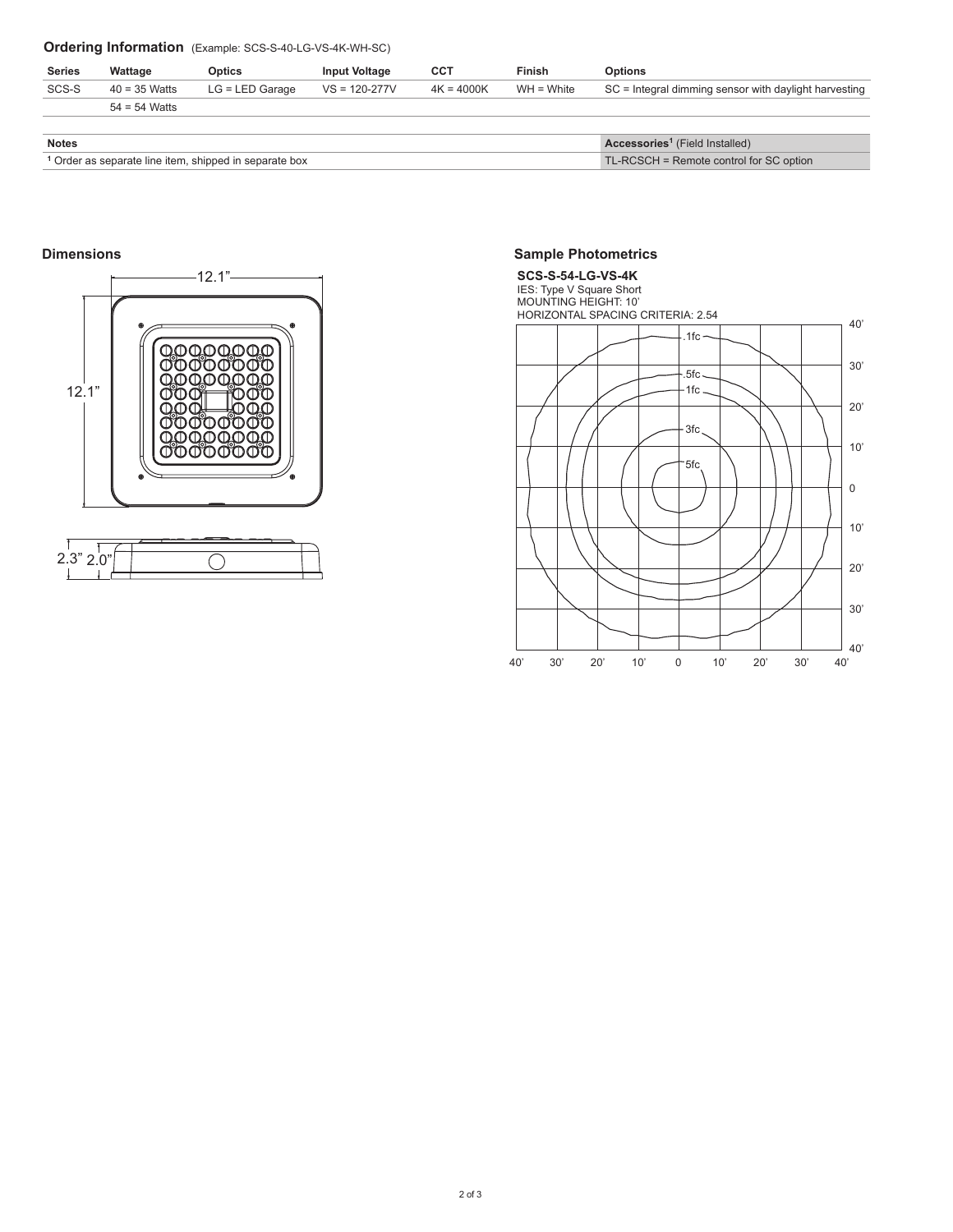## Ordering Information (Example: SCS-S-40-LG-VS-4K-WH-SC)

| Series | Wattage | Optics | Input Voltage | CCT | Finish | Options |
|---|---|---|---|---|---|---|
| SCS-S | 40 = 35 Watts | LG = LED Garage | VS = 120-277V | 4K = 4000K | WH = White | SC = Integral dimming sensor with daylight harvesting |
| | 54 = 54 Watts | | | | | |

| Notes | Accessories[1] (Field Installed) |
|---|---|
| [1] Order as separate line item, shipped in separate box | TL-RCSCH = Remote control for SC option |

## Dimensions

12.1”

12.1”

2.3” 2.0”

## Sample Photometrics

**SCS-S-54-LG-VS-4K**

IES: Type V Square Short

MOUNTING HEIGHT: 10’

HORIZONTAL SPACING CRITERIA: 2.54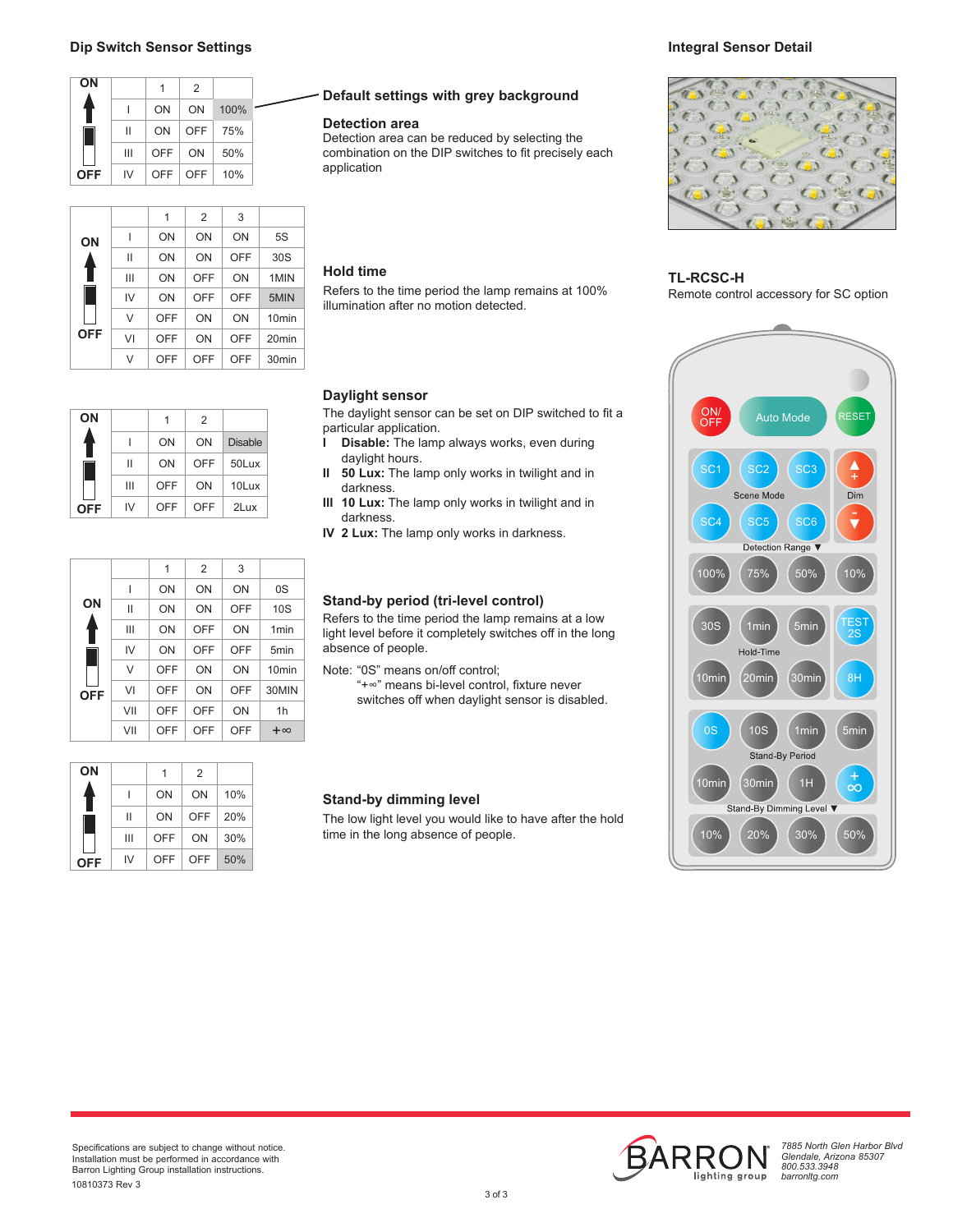## Dip Switch Sensor Settings

| ON/OFF | 1 | 2 | |
|---|---|---|---|
| I | ON | ON | 100% |
| II | ON | OFF | 75% |
| III | OFF | ON | 50% |
| IV | OFF | OFF | 10% |

**Default settings with grey background**

**Detection area**

Detection area can be reduced by selecting the combination on the DIP switches to fit precisely each application

| ON/OFF | 1 | 2 | 3 | |
|---|---|---|---|---|
| I | ON | ON | ON | 5S |
| II | ON | ON | OFF | 30S |
| III | ON | OFF | ON | 1MIN |
| IV | ON | OFF | OFF | 5MIN |
| V | OFF | ON | ON | 10min |
| VI | OFF | ON | OFF | 20min |
| V | OFF | OFF | OFF | 30min |

**Hold time**

Refers to the time period the lamp remains at 100% illumination after no motion detected.

| ON/OFF | 1 | 2 | |
|---|---|---|---|
| I | ON | ON | Disable |
| II | ON | OFF | 50Lux |
| III | OFF | ON | 10Lux |
| IV | OFF | OFF | 2Lux |

**Daylight sensor**

The daylight sensor can be set on DIP switched to fit a particular application.

- **I Disable:** The lamp always works, even during daylight hours.
- **II 50 Lux:** The lamp only works in twilight and in darkness.
- **III 10 Lux:** The lamp only works in twilight and in darkness.
- **IV 2 Lux:** The lamp only works in darkness.

| ON/OFF | 1 | 2 | 3 | |
|---|---|---|---|---|
| I | ON | ON | ON | 0S |
| II | ON | ON | OFF | 10S |
| III | ON | OFF | ON | 1min |
| IV | ON | OFF | OFF | 5min |
| V | OFF | ON | ON | 10min |
| VI | OFF | ON | OFF | 30MIN |
| VII | OFF | OFF | ON | 1h |
| VII | OFF | OFF | OFF | +∞ |

**Stand-by period (tri-level control)**

Refers to the time period the lamp remains at a low light level before it completely switches off in the long absence of people.

Note: "0S" means on/off control;
"+∞" means bi-level control, fixture never switches off when daylight sensor is disabled.

| ON/OFF | 1 | 2 | |
|---|---|---|---|
| I | ON | ON | 10% |
| II | ON | OFF | 20% |
| III | OFF | ON | 30% |
| IV | OFF | OFF | 50% |

**Stand-by dimming level**

The low light level you would like to have after the hold time in the long absence of people.

## Integral Sensor Detail

**TL-RCSC-H**

Remote control accessory for SC option

ON/OFF
Auto Mode
RESET
SC1 SC2 SC3
Scene Mode
SC4 SC5 SC6
+ Dim -
Detection Range ▼
100% 75% 50% 10%
30S 1min 5min
TEST 2S
Hold-Time
10min 20min 30min
8H
0S 10S 1min 5min
Stand-By Period
10min 30min 1H +∞
Stand-By Dimming Level ▼
10% 20% 30% 50%

Specifications are subject to change without notice.
Installation must be performed in accordance with Barron Lighting Group installation instructions.
10810373 Rev 3

BARRON lighting group

*7885 North Glen Harbor Blvd*
*Glendale, Arizona 85307*
*800.533.3948*
*barronltg.com*